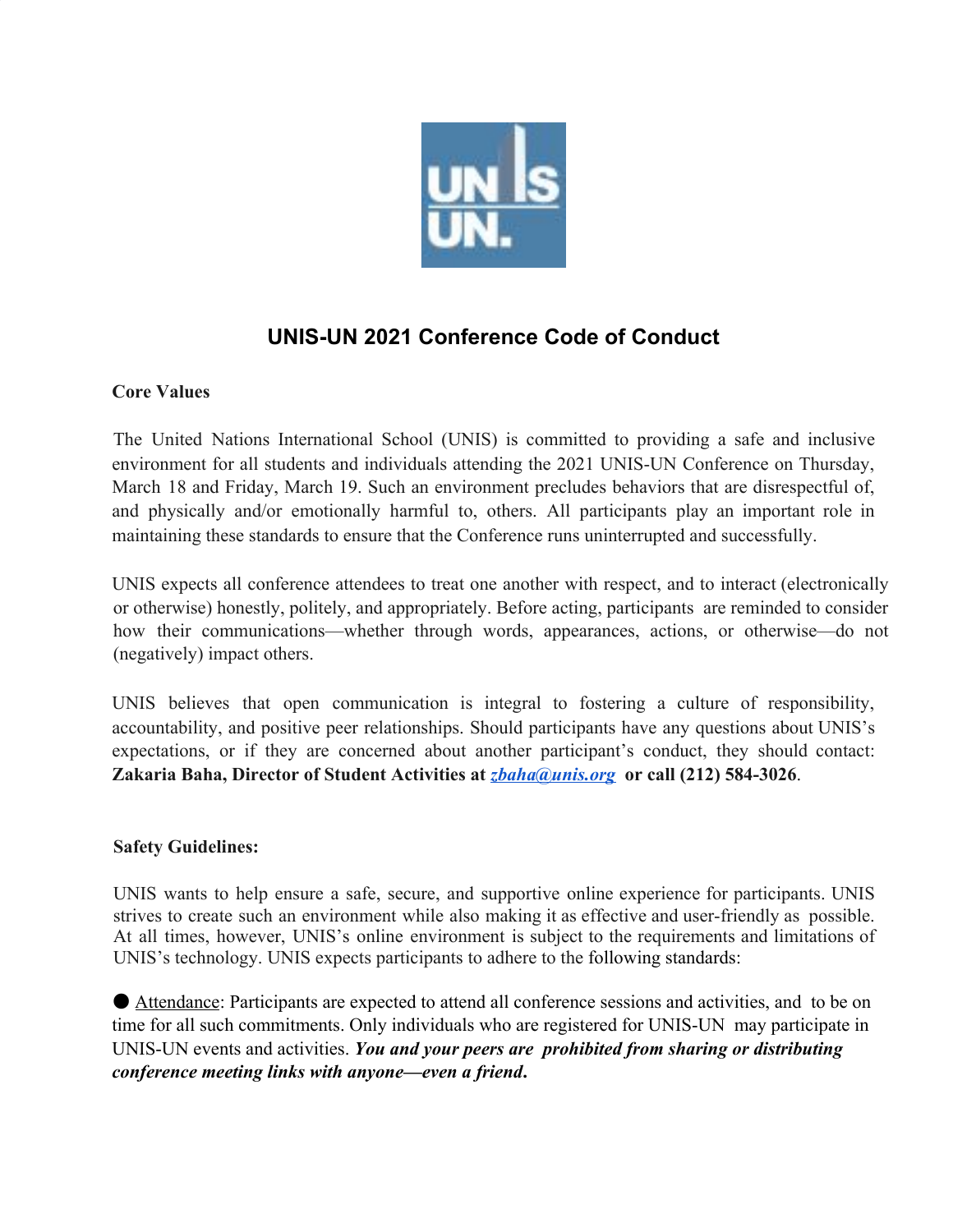# UNIS-UN 2021 Conference Code of Conduct

**Core Values**

The United Nations International School (UNIS) is committed to providing a safe and inclusive environment for all students and individuals attending the 2021 UNIS-UN Conference on Thursday, March 18 and Friday, March 19. Such an environment precludes behaviors that are disrespectful of, and physically and/or emotionally harmful to, others. All participants play an important role in maintaining these standards to ensure that the Conference runs uninterrupted and successfully.

UNIS expects all conference attendees to treat one another with respect, and to interact (electronically or otherwise) honestly, politely, and appropriately. Before acting, participants are reminded to consider how their communications—whether through words, appearances, actions, or otherwise—do not (negatively) impact others.

UNIS believes that open communication is integral to fostering a culture of responsibility, accountability, and positive peer relationships. Should participants have any questions about UNIS's expectations, or if they are concerned about another participant's conduct, they should contact: **Zakaria Baha, Director of Student Activities at *zbaha@unis.org* or call (212) 584-3026**.

**Safety Guidelines:**

UNIS wants to help ensure a safe, secure, and supportive online experience for participants. UNIS strives to create such an environment while also making it as effective and user-friendly as possible. At all times, however, UNIS's online environment is subject to the requirements and limitations of UNIS's technology. UNIS expects participants to adhere to the following standards:

- Attendance: Participants are expected to attend all conference sessions and activities, and to be on time for all such commitments. Only individuals who are registered for UNIS-UN may participate in UNIS-UN events and activities. ***You and your peers are prohibited from sharing or distributing conference meeting links with anyone—even a friend.***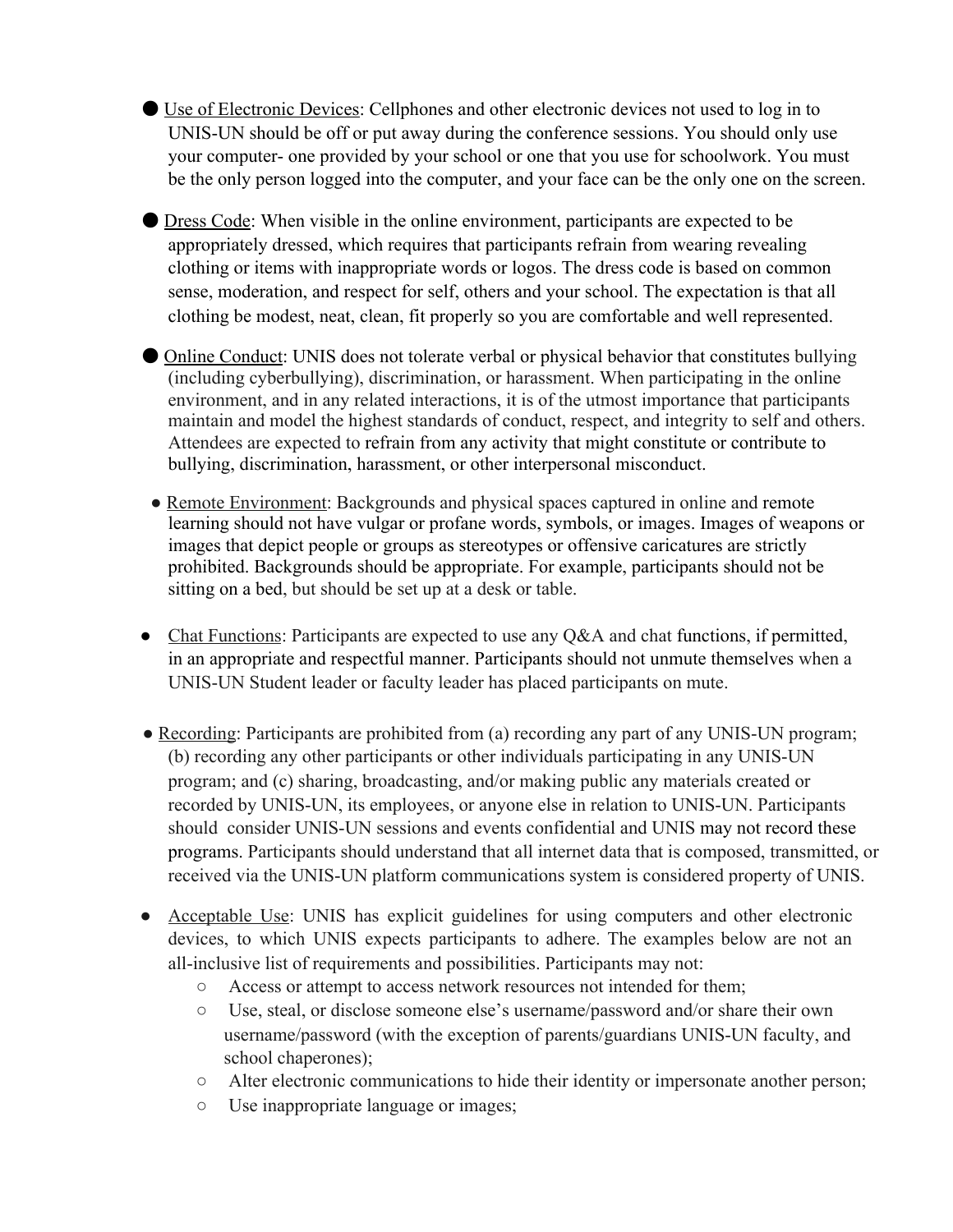- Use of Electronic Devices: Cellphones and other electronic devices not used to log in to UNIS-UN should be off or put away during the conference sessions. You should only use your computer- one provided by your school or one that you use for schoolwork. You must be the only person logged into the computer, and your face can be the only one on the screen.

- Dress Code: When visible in the online environment, participants are expected to be appropriately dressed, which requires that participants refrain from wearing revealing clothing or items with inappropriate words or logos. The dress code is based on common sense, moderation, and respect for self, others and your school. The expectation is that all clothing be modest, neat, clean, fit properly so you are comfortable and well represented.

- Online Conduct: UNIS does not tolerate verbal or physical behavior that constitutes bullying (including cyberbullying), discrimination, or harassment. When participating in the online environment, and in any related interactions, it is of the utmost importance that participants maintain and model the highest standards of conduct, respect, and integrity to self and others. Attendees are expected to refrain from any activity that might constitute or contribute to bullying, discrimination, harassment, or other interpersonal misconduct.

- Remote Environment: Backgrounds and physical spaces captured in online and remote learning should not have vulgar or profane words, symbols, or images. Images of weapons or images that depict people or groups as stereotypes or offensive caricatures are strictly prohibited. Backgrounds should be appropriate. For example, participants should not be sitting on a bed, but should be set up at a desk or table.

- Chat Functions: Participants are expected to use any Q&A and chat functions, if permitted, in an appropriate and respectful manner. Participants should not unmute themselves when a UNIS-UN Student leader or faculty leader has placed participants on mute.

- Recording: Participants are prohibited from (a) recording any part of any UNIS-UN program; (b) recording any other participants or other individuals participating in any UNIS-UN program; and (c) sharing, broadcasting, and/or making public any materials created or recorded by UNIS-UN, its employees, or anyone else in relation to UNIS-UN. Participants should consider UNIS-UN sessions and events confidential and UNIS may not record these programs. Participants should understand that all internet data that is composed, transmitted, or received via the UNIS-UN platform communications system is considered property of UNIS.

- Acceptable Use: UNIS has explicit guidelines for using computers and other electronic devices, to which UNIS expects participants to adhere. The examples below are not an all-inclusive list of requirements and possibilities. Participants may not:
  - Access or attempt to access network resources not intended for them;
  - Use, steal, or disclose someone else's username/password and/or share their own username/password (with the exception of parents/guardians UNIS-UN faculty, and school chaperones);
  - Alter electronic communications to hide their identity or impersonate another person;
  - Use inappropriate language or images;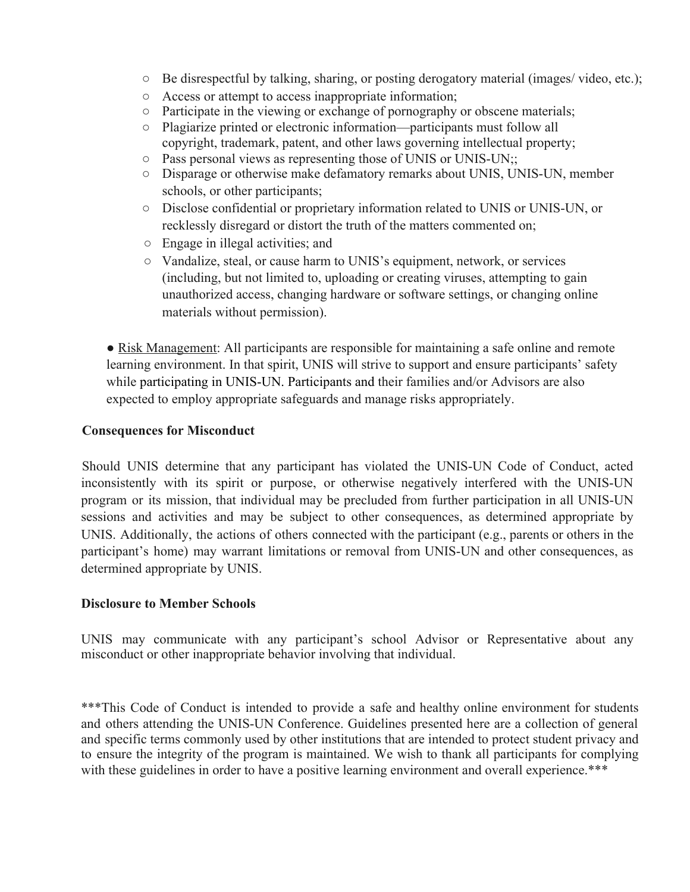- Be disrespectful by talking, sharing, or posting derogatory material (images/ video, etc.);
  - Access or attempt to access inappropriate information;
  - Participate in the viewing or exchange of pornography or obscene materials;
  - Plagiarize printed or electronic information—participants must follow all copyright, trademark, patent, and other laws governing intellectual property;
  - Pass personal views as representing those of UNIS or UNIS-UN;;
  - Disparage or otherwise make defamatory remarks about UNIS, UNIS-UN, member schools, or other participants;
  - Disclose confidential or proprietary information related to UNIS or UNIS-UN, or recklessly disregard or distort the truth of the matters commented on;
  - Engage in illegal activities; and
  - Vandalize, steal, or cause harm to UNIS's equipment, network, or services (including, but not limited to, uploading or creating viruses, attempting to gain unauthorized access, changing hardware or software settings, or changing online materials without permission).

- <u>Risk Management</u>: All participants are responsible for maintaining a safe online and remote learning environment. In that spirit, UNIS will strive to support and ensure participants' safety while participating in UNIS-UN. Participants and their families and/or Advisors are also expected to employ appropriate safeguards and manage risks appropriately.

**Consequences for Misconduct**

Should UNIS determine that any participant has violated the UNIS-UN Code of Conduct, acted inconsistently with its spirit or purpose, or otherwise negatively interfered with the UNIS-UN program or its mission, that individual may be precluded from further participation in all UNIS-UN sessions and activities and may be subject to other consequences, as determined appropriate by UNIS. Additionally, the actions of others connected with the participant (e.g., parents or others in the participant's home) may warrant limitations or removal from UNIS-UN and other consequences, as determined appropriate by UNIS.

**Disclosure to Member Schools**

UNIS may communicate with any participant's school Advisor or Representative about any misconduct or other inappropriate behavior involving that individual.

***This Code of Conduct is intended to provide a safe and healthy online environment for students and others attending the UNIS-UN Conference. Guidelines presented here are a collection of general and specific terms commonly used by other institutions that are intended to protect student privacy and to ensure the integrity of the program is maintained. We wish to thank all participants for complying with these guidelines in order to have a positive learning environment and overall experience.***